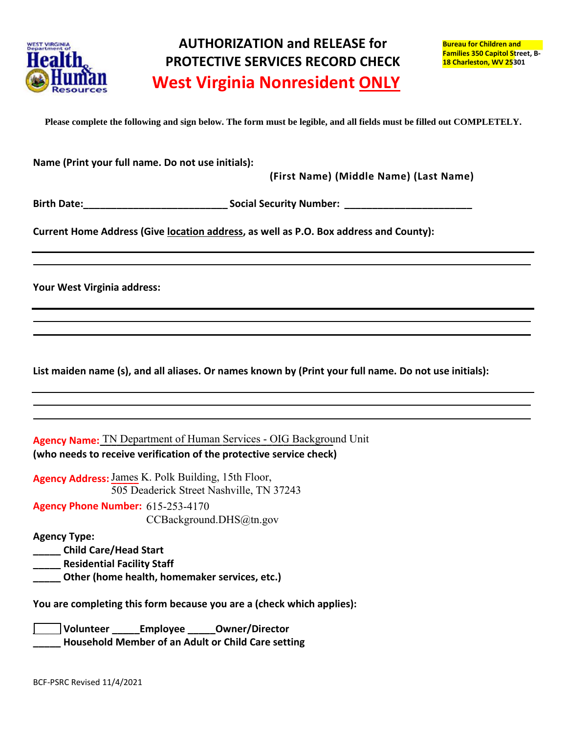West Virginia Department of Health & Human Resources

# AUTHORIZATION and RELEASE for PROTECTIVE SERVICES RECORD CHECK

## West Virginia Nonresident ONLY

Bureau for Children and Families 350 Capitol Street, B-18 Charleston, WV 25301

**Please complete the following and sign below. The form must be legible, and all fields must be filled out COMPLETELY.**

**Name (Print your full name. Do not use initials):**

**(First Name) (Middle Name) (Last Name)**

**Birth Date:**__________________________ **Social Security Number:** _______________________

**Current Home Address (Give location address, as well as P.O. Box address and County):**

______________________________________________________________________________

______________________________________________________________________________

**Your West Virginia address:**

______________________________________________________________________________

______________________________________________________________________________

______________________________________________________________________________

**List maiden name (s), and all aliases. Or names known by (Print your full name. Do not use initials):**

______________________________________________________________________________

______________________________________________________________________________

______________________________________________________________________________

**Agency Name:** TN Department of Human Services - OIG Background Unit
**(who needs to receive verification of the protective service check)**

**Agency Address:** James K. Polk Building, 15th Floor,
505 Deaderick Street Nashville, TN 37243

**Agency Phone Number:** 615-253-4170
CCBackground.DHS@tn.gov

**Agency Type:**
_____ **Child Care/Head Start**
_____ **Residential Facility Staff**
_____ **Other (home health, homemaker services, etc.)**

**You are completing this form because you are a (check which applies):**

_____ **Volunteer** _____**Employee** _____**Owner/Director**
_____ **Household Member of an Adult or Child Care setting**

BCF-PSRC Revised 11/4/2021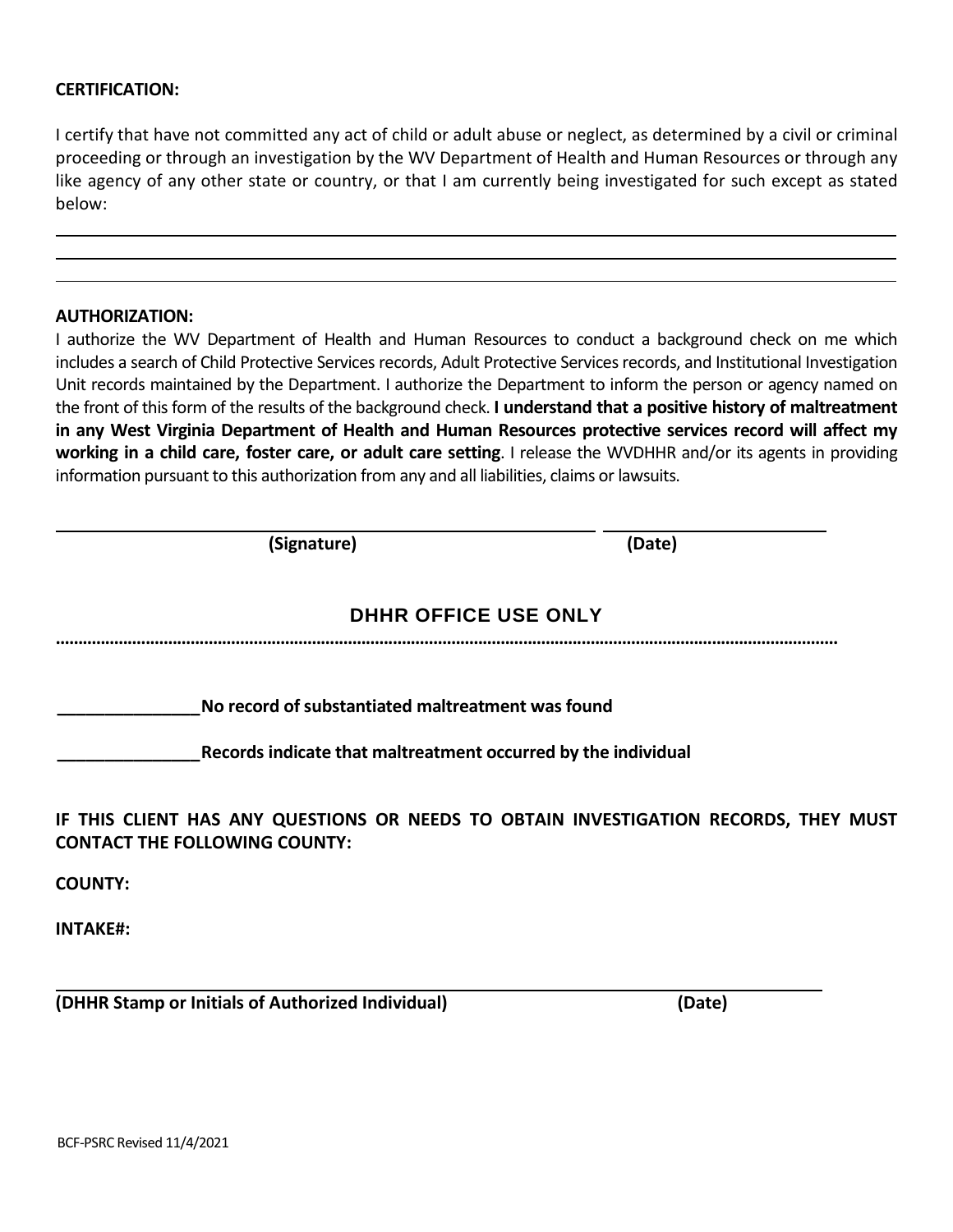**CERTIFICATION:**

I certify that have not committed any act of child or adult abuse or neglect, as determined by a civil or criminal proceeding or through an investigation by the WV Department of Health and Human Resources or through any like agency of any other state or country, or that I am currently being investigated for such except as stated below:

______________________________________________________________________________

______________________________________________________________________________

______________________________________________________________________________

**AUTHORIZATION:**

I authorize the WV Department of Health and Human Resources to conduct a background check on me which includes a search of Child Protective Services records, Adult Protective Services records, and Institutional Investigation Unit records maintained by the Department. I authorize the Department to inform the person or agency named on the front of this form of the results of the background check. **I understand that a positive history of maltreatment in any West Virginia Department of Health and Human Resources protective services record will affect my working in a child care, foster care, or adult care setting**. I release the WVDHHR and/or its agents in providing information pursuant to this authorization from any and all liabilities, claims or lawsuits.

_______________________________________________ _______________________

**(Signature)** **(Date)**

## DHHR OFFICE USE ONLY

.....................................................................................................................................................................

________________**No record of substantiated maltreatment was found**

________________**Records indicate that maltreatment occurred by the individual**

**IF THIS CLIENT HAS ANY QUESTIONS OR NEEDS TO OBTAIN INVESTIGATION RECORDS, THEY MUST CONTACT THE FOLLOWING COUNTY:**

**COUNTY:**

**INTAKE#:**

______________________________________________________________________________

**(DHHR Stamp or Initials of Authorized Individual)** **(Date)**

BCF-PSRC Revised 11/4/2021